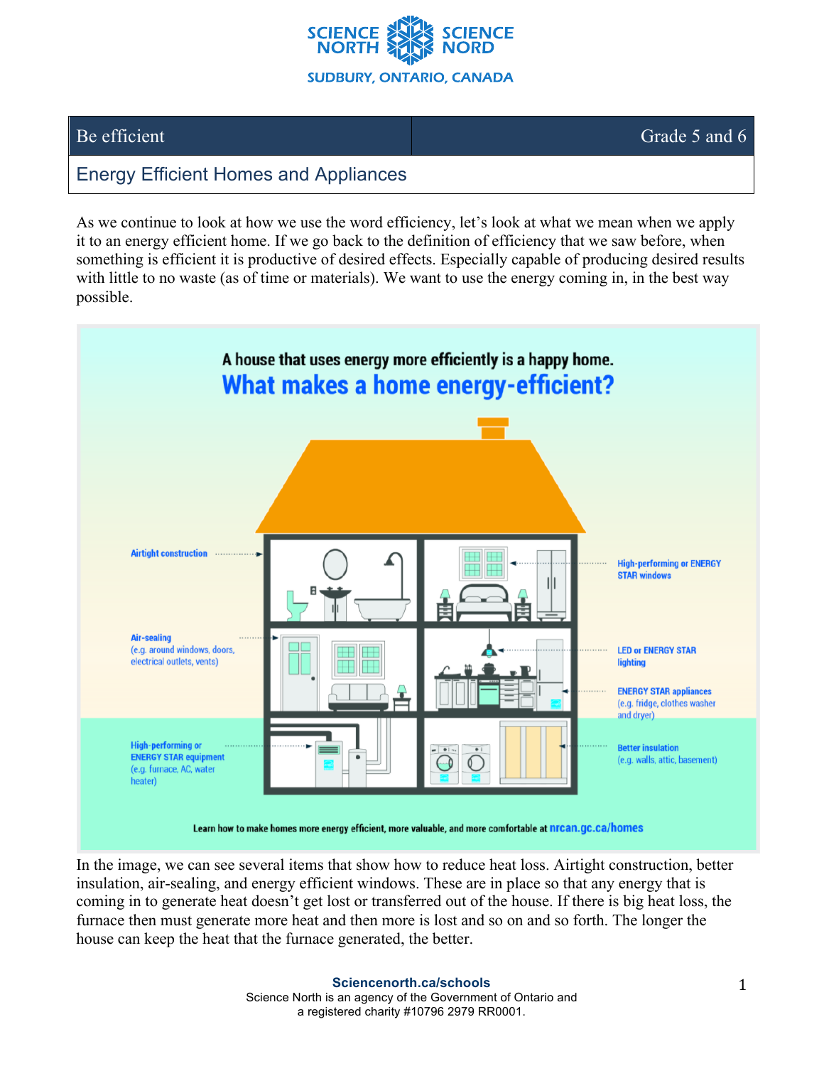| Be efficient | Grade 5 and 6 |
| --- | --- |

## Energy Efficient Homes and Appliances

As we continue to look at how we use the word efficiency, let's look at what we mean when we apply it to an energy efficient home. If we go back to the definition of efficiency that we saw before, when something is efficient it is productive of desired effects. Especially capable of producing desired results with little to no waste (as of time or materials). We want to use the energy coming in, in the best way possible.

**A house that uses energy more efficiently is a happy home.**

**What makes a home energy-efficient?**

- Airtight construction
- Air-sealing (e.g. around windows, doors, electrical outlets, vents)
- High-performing or ENERGY STAR equipment (e.g. furnace, AC, water heater)
- High-performing or ENERGY STAR windows
- LED or ENERGY STAR lighting
- ENERGY STAR appliances (e.g. fridge, clothes washer and dryer)
- Better insulation (e.g. walls, attic, basement)

Learn how to make homes more energy efficient, more valuable, and more comfortable at nrcan.gc.ca/homes

In the image, we can see several items that show how to reduce heat loss. Airtight construction, better insulation, air-sealing, and energy efficient windows. These are in place so that any energy that is coming in to generate heat doesn't get lost or transferred out of the house. If there is big heat loss, the furnace then must generate more heat and then more is lost and so on and so forth. The longer the house can keep the heat that the furnace generated, the better.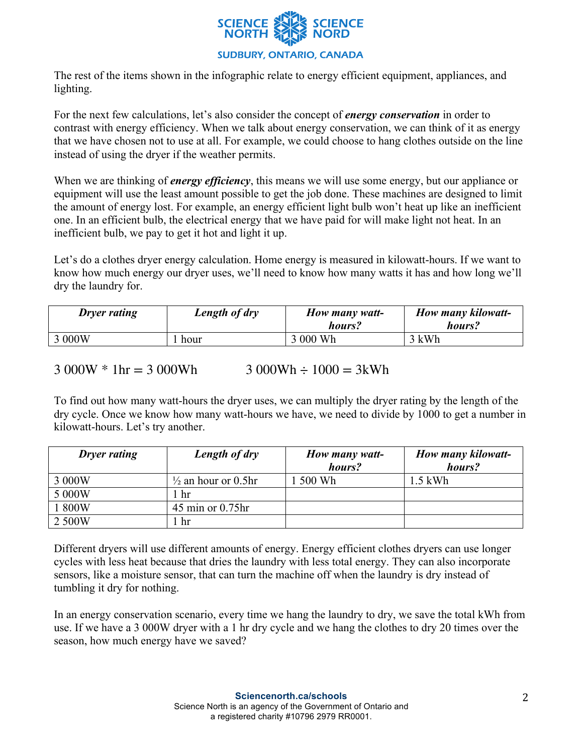The rest of the items shown in the infographic relate to energy efficient equipment, appliances, and lighting.

For the next few calculations, let's also consider the concept of ***energy conservation*** in order to contrast with energy efficiency. When we talk about energy conservation, we can think of it as energy that we have chosen not to use at all. For example, we could choose to hang clothes outside on the line instead of using the dryer if the weather permits.

When we are thinking of ***energy efficiency***, this means we will use some energy, but our appliance or equipment will use the least amount possible to get the job done. These machines are designed to limit the amount of energy lost. For example, an energy efficient light bulb won't heat up like an inefficient one. In an efficient bulb, the electrical energy that we have paid for will make light not heat. In an inefficient bulb, we pay to get it hot and light it up.

Let's do a clothes dryer energy calculation. Home energy is measured in kilowatt-hours. If we want to know how much energy our dryer uses, we'll need to know how many watts it has and how long we'll dry the laundry for.

| ***Dryer rating*** | ***Length of dry*** | ***How many watt-hours?*** | ***How many kilowatt-hours?*** |
|---|---|---|---|
| 3 000W | 1 hour | 3 000 Wh | 3 kWh |

$3\,000\text{W} * 1\text{hr} = 3\,000\text{Wh}$ $\qquad$ $3\,000\text{Wh} \div 1000 = 3\text{kWh}$

To find out how many watt-hours the dryer uses, we can multiply the dryer rating by the length of the dry cycle. Once we know how many watt-hours we have, we need to divide by 1000 to get a number in kilowatt-hours. Let's try another.

| ***Dryer rating*** | ***Length of dry*** | ***How many watt-hours?*** | ***How many kilowatt-hours?*** |
|---|---|---|---|
| 3 000W | ½ an hour or 0.5hr | 1 500 Wh | 1.5 kWh |
| 5 000W | 1 hr | | |
| 1 800W | 45 min or 0.75hr | | |
| 2 500W | 1 hr | | |

Different dryers will use different amounts of energy. Energy efficient clothes dryers can use longer cycles with less heat because that dries the laundry with less total energy. They can also incorporate sensors, like a moisture sensor, that can turn the machine off when the laundry is dry instead of tumbling it dry for nothing.

In an energy conservation scenario, every time we hang the laundry to dry, we save the total kWh from use. If we have a 3 000W dryer with a 1 hr dry cycle and we hang the clothes to dry 20 times over the season, how much energy have we saved?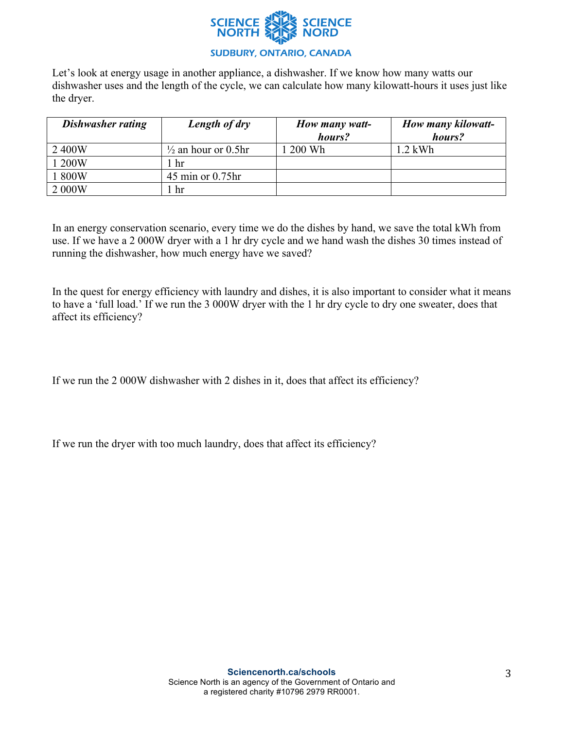Let's look at energy usage in another appliance, a dishwasher. If we know how many watts our dishwasher uses and the length of the cycle, we can calculate how many kilowatt-hours it uses just like the dryer.

| ***Dishwasher rating*** | ***Length of dry*** | ***How many watt-hours?*** | ***How many kilowatt-hours?*** |
|---|---|---|---|
| 2 400W | ½ an hour or 0.5hr | 1 200 Wh | 1.2 kWh |
| 1 200W | 1 hr | | |
| 1 800W | 45 min or 0.75hr | | |
| 2 000W | 1 hr | | |

In an energy conservation scenario, every time we do the dishes by hand, we save the total kWh from use. If we have a 2 000W dryer with a 1 hr dry cycle and we hand wash the dishes 30 times instead of running the dishwasher, how much energy have we saved?

In the quest for energy efficiency with laundry and dishes, it is also important to consider what it means to have a 'full load.' If we run the 3 000W dryer with the 1 hr dry cycle to dry one sweater, does that affect its efficiency?

If we run the 2 000W dishwasher with 2 dishes in it, does that affect its efficiency?

If we run the dryer with too much laundry, does that affect its efficiency?

Sciencenorth.ca/schools
Science North is an agency of the Government of Ontario and a registered charity #10796 2979 RR0001.